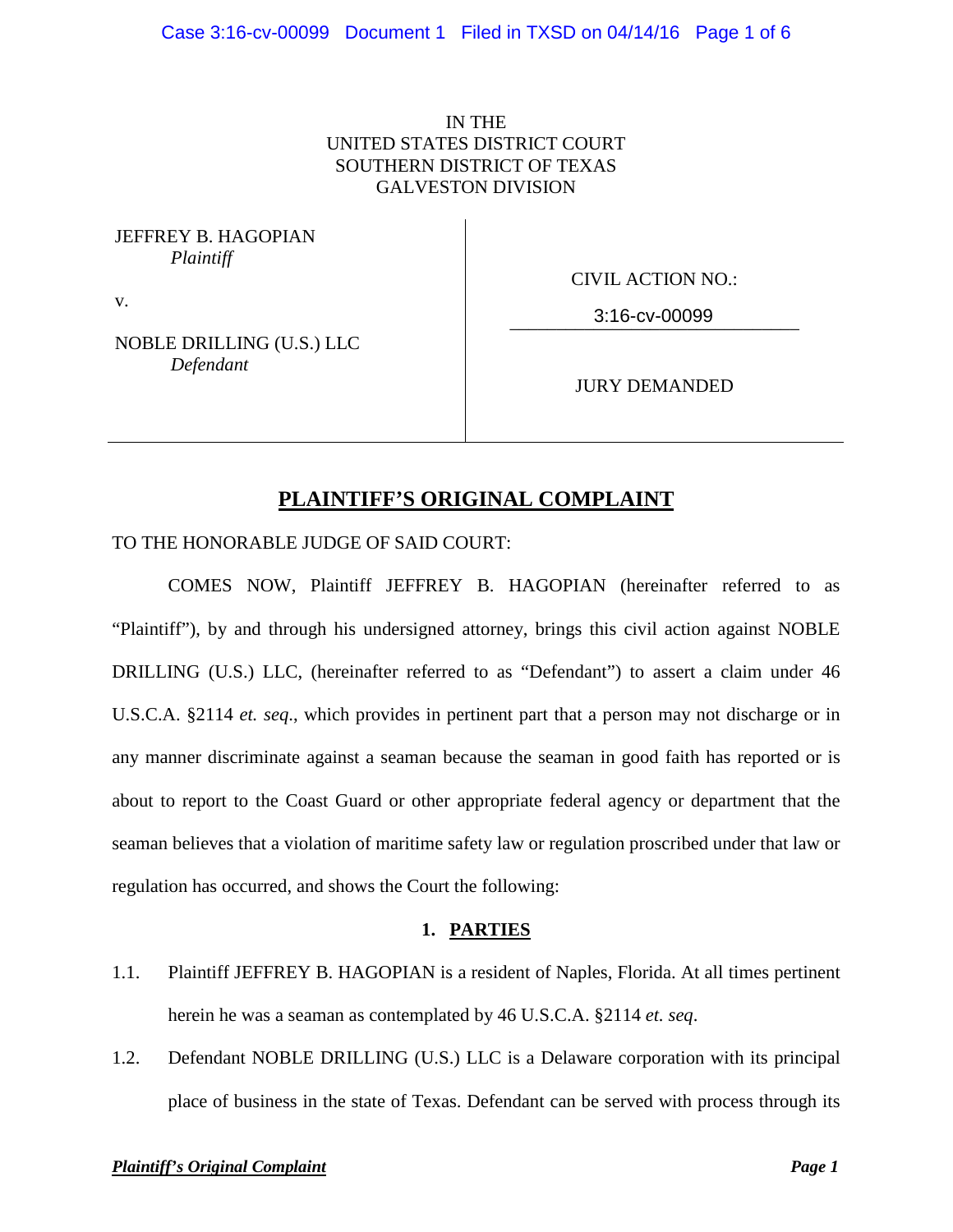IN THE
UNITED STATES DISTRICT COURT
SOUTHERN DISTRICT OF TEXAS
GALVESTON DIVISION

| | |
|---|---|
| JEFFREY B. HAGOPIAN<br>*Plaintiff*<br><br>v.<br><br>NOBLE DRILLING (U.S.) LLC<br>*Defendant* | CIVIL ACTION NO.:<br>3:16-cv-00099<br><br>JURY DEMANDED |

# PLAINTIFF'S ORIGINAL COMPLAINT

TO THE HONORABLE JUDGE OF SAID COURT:

COMES NOW, Plaintiff JEFFREY B. HAGOPIAN (hereinafter referred to as "Plaintiff"), by and through his undersigned attorney, brings this civil action against NOBLE DRILLING (U.S.) LLC, (hereinafter referred to as "Defendant") to assert a claim under 46 U.S.C.A. §2114 *et. seq*., which provides in pertinent part that a person may not discharge or in any manner discriminate against a seaman because the seaman in good faith has reported or is about to report to the Coast Guard or other appropriate federal agency or department that the seaman believes that a violation of maritime safety law or regulation proscribed under that law or regulation has occurred, and shows the Court the following:

## 1. PARTIES

1.1. Plaintiff JEFFREY B. HAGOPIAN is a resident of Naples, Florida. At all times pertinent herein he was a seaman as contemplated by 46 U.S.C.A. §2114 *et. seq*.

1.2. Defendant NOBLE DRILLING (U.S.) LLC is a Delaware corporation with its principal place of business in the state of Texas. Defendant can be served with process through its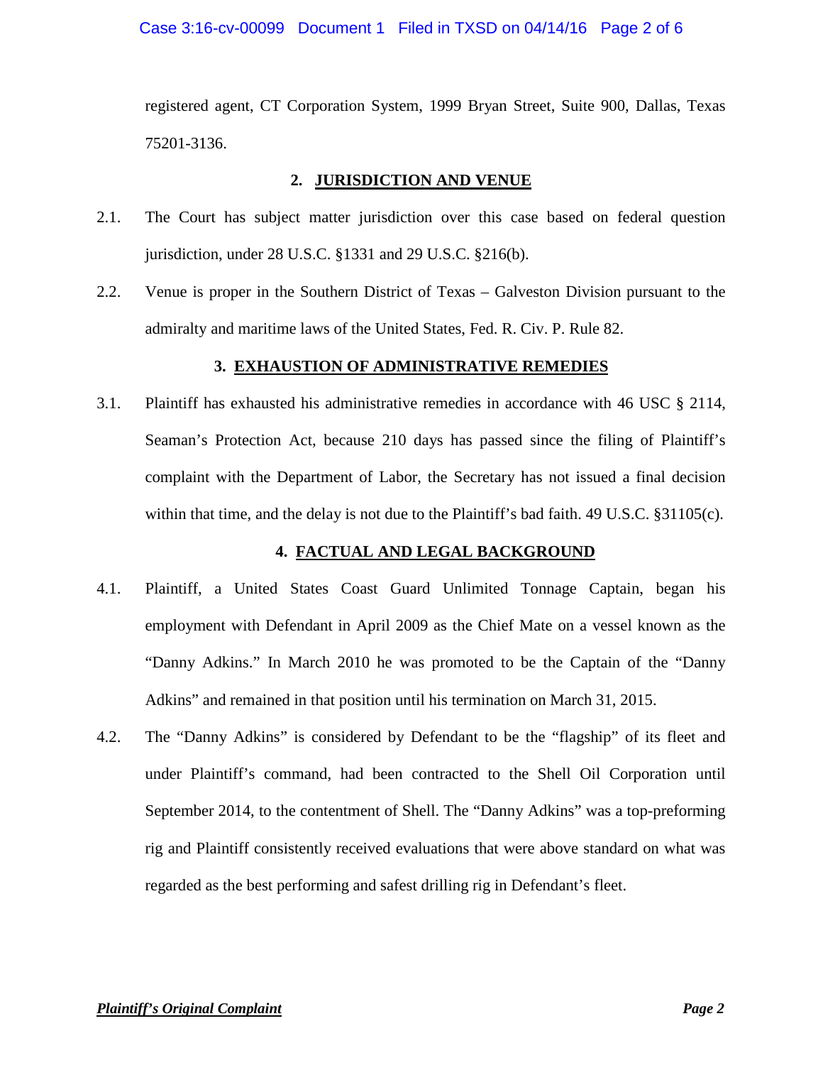registered agent, CT Corporation System, 1999 Bryan Street, Suite 900, Dallas, Texas 75201-3136.

## 2. JURISDICTION AND VENUE

2.1. The Court has subject matter jurisdiction over this case based on federal question jurisdiction, under 28 U.S.C. §1331 and 29 U.S.C. §216(b).

2.2. Venue is proper in the Southern District of Texas – Galveston Division pursuant to the admiralty and maritime laws of the United States, Fed. R. Civ. P. Rule 82.

## 3. EXHAUSTION OF ADMINISTRATIVE REMEDIES

3.1. Plaintiff has exhausted his administrative remedies in accordance with 46 USC § 2114, Seaman's Protection Act, because 210 days has passed since the filing of Plaintiff's complaint with the Department of Labor, the Secretary has not issued a final decision within that time, and the delay is not due to the Plaintiff's bad faith. 49 U.S.C. §31105(c).

## 4. FACTUAL AND LEGAL BACKGROUND

4.1. Plaintiff, a United States Coast Guard Unlimited Tonnage Captain, began his employment with Defendant in April 2009 as the Chief Mate on a vessel known as the "Danny Adkins." In March 2010 he was promoted to be the Captain of the "Danny Adkins" and remained in that position until his termination on March 31, 2015.

4.2. The "Danny Adkins" is considered by Defendant to be the "flagship" of its fleet and under Plaintiff's command, had been contracted to the Shell Oil Corporation until September 2014, to the contentment of Shell. The "Danny Adkins" was a top-preforming rig and Plaintiff consistently received evaluations that were above standard on what was regarded as the best performing and safest drilling rig in Defendant's fleet.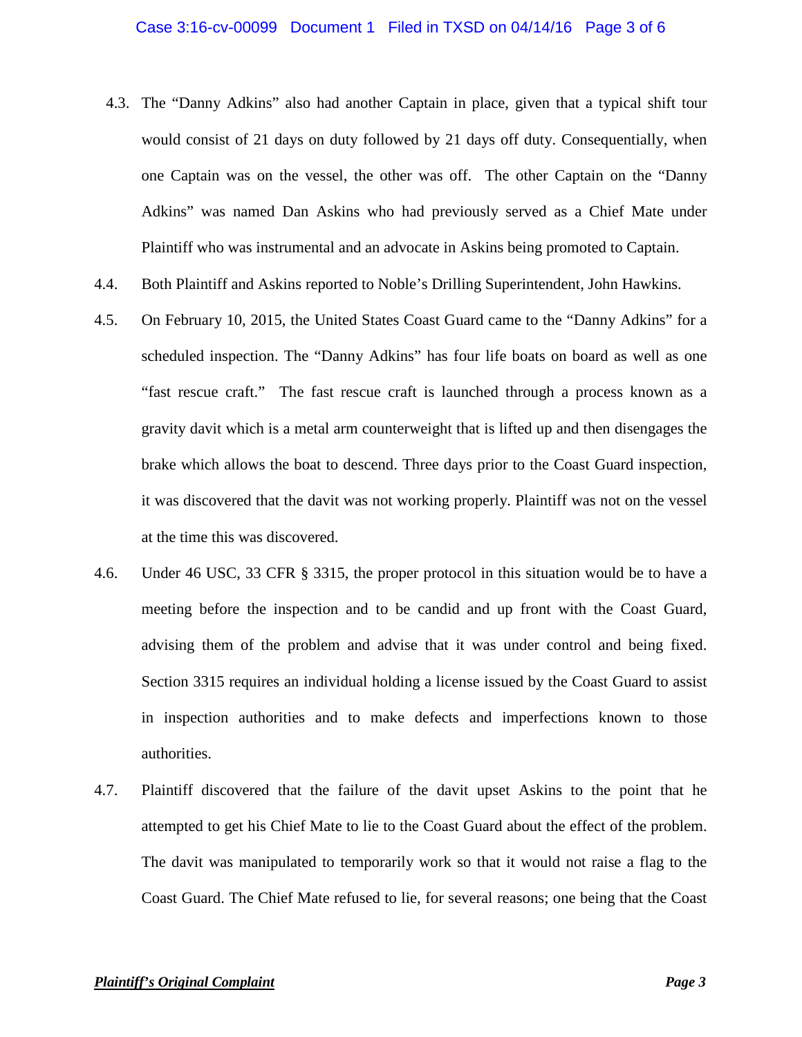4.3. The "Danny Adkins" also had another Captain in place, given that a typical shift tour would consist of 21 days on duty followed by 21 days off duty. Consequentially, when one Captain was on the vessel, the other was off. The other Captain on the "Danny Adkins" was named Dan Askins who had previously served as a Chief Mate under Plaintiff who was instrumental and an advocate in Askins being promoted to Captain.

4.4. Both Plaintiff and Askins reported to Noble's Drilling Superintendent, John Hawkins.

4.5. On February 10, 2015, the United States Coast Guard came to the "Danny Adkins" for a scheduled inspection. The "Danny Adkins" has four life boats on board as well as one "fast rescue craft." The fast rescue craft is launched through a process known as a gravity davit which is a metal arm counterweight that is lifted up and then disengages the brake which allows the boat to descend. Three days prior to the Coast Guard inspection, it was discovered that the davit was not working properly. Plaintiff was not on the vessel at the time this was discovered.

4.6. Under 46 USC, 33 CFR § 3315, the proper protocol in this situation would be to have a meeting before the inspection and to be candid and up front with the Coast Guard, advising them of the problem and advise that it was under control and being fixed. Section 3315 requires an individual holding a license issued by the Coast Guard to assist in inspection authorities and to make defects and imperfections known to those authorities.

4.7. Plaintiff discovered that the failure of the davit upset Askins to the point that he attempted to get his Chief Mate to lie to the Coast Guard about the effect of the problem. The davit was manipulated to temporarily work so that it would not raise a flag to the Coast Guard. The Chief Mate refused to lie, for several reasons; one being that the Coast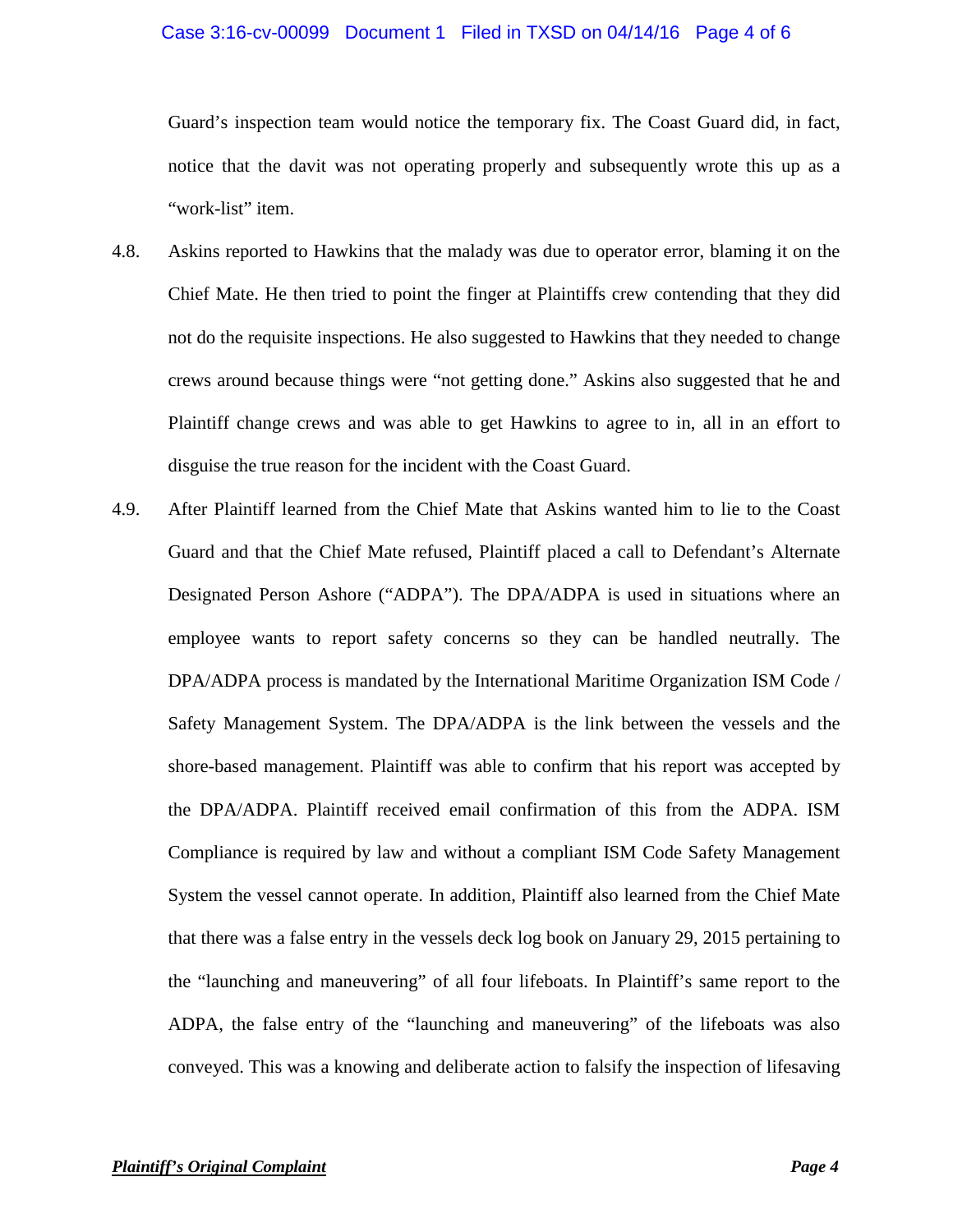Guard's inspection team would notice the temporary fix. The Coast Guard did, in fact, notice that the davit was not operating properly and subsequently wrote this up as a "work-list" item.

4.8. Askins reported to Hawkins that the malady was due to operator error, blaming it on the Chief Mate. He then tried to point the finger at Plaintiffs crew contending that they did not do the requisite inspections. He also suggested to Hawkins that they needed to change crews around because things were "not getting done." Askins also suggested that he and Plaintiff change crews and was able to get Hawkins to agree to in, all in an effort to disguise the true reason for the incident with the Coast Guard.

4.9. After Plaintiff learned from the Chief Mate that Askins wanted him to lie to the Coast Guard and that the Chief Mate refused, Plaintiff placed a call to Defendant's Alternate Designated Person Ashore ("ADPA"). The DPA/ADPA is used in situations where an employee wants to report safety concerns so they can be handled neutrally. The DPA/ADPA process is mandated by the International Maritime Organization ISM Code / Safety Management System. The DPA/ADPA is the link between the vessels and the shore-based management. Plaintiff was able to confirm that his report was accepted by the DPA/ADPA. Plaintiff received email confirmation of this from the ADPA. ISM Compliance is required by law and without a compliant ISM Code Safety Management System the vessel cannot operate. In addition, Plaintiff also learned from the Chief Mate that there was a false entry in the vessels deck log book on January 29, 2015 pertaining to the "launching and maneuvering" of all four lifeboats. In Plaintiff's same report to the ADPA, the false entry of the "launching and maneuvering" of the lifeboats was also conveyed. This was a knowing and deliberate action to falsify the inspection of lifesaving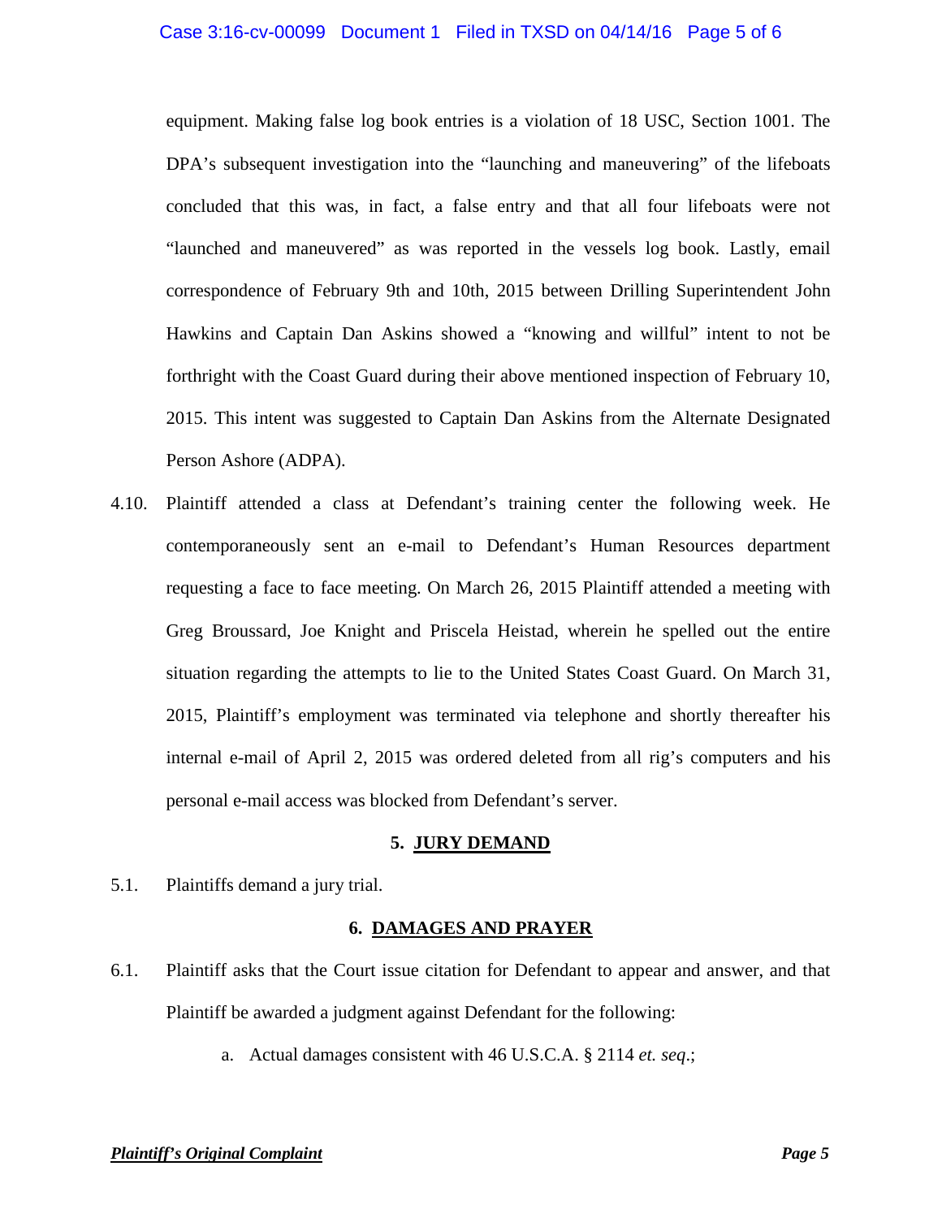equipment. Making false log book entries is a violation of 18 USC, Section 1001. The DPA's subsequent investigation into the "launching and maneuvering" of the lifeboats concluded that this was, in fact, a false entry and that all four lifeboats were not "launched and maneuvered" as was reported in the vessels log book. Lastly, email correspondence of February 9th and 10th, 2015 between Drilling Superintendent John Hawkins and Captain Dan Askins showed a "knowing and willful" intent to not be forthright with the Coast Guard during their above mentioned inspection of February 10, 2015. This intent was suggested to Captain Dan Askins from the Alternate Designated Person Ashore (ADPA).

4.10. Plaintiff attended a class at Defendant's training center the following week. He contemporaneously sent an e-mail to Defendant's Human Resources department requesting a face to face meeting. On March 26, 2015 Plaintiff attended a meeting with Greg Broussard, Joe Knight and Priscela Heistad, wherein he spelled out the entire situation regarding the attempts to lie to the United States Coast Guard. On March 31, 2015, Plaintiff's employment was terminated via telephone and shortly thereafter his internal e-mail of April 2, 2015 was ordered deleted from all rig's computers and his personal e-mail access was blocked from Defendant's server.

## 5. JURY DEMAND

5.1. Plaintiffs demand a jury trial.

## 6. DAMAGES AND PRAYER

6.1. Plaintiff asks that the Court issue citation for Defendant to appear and answer, and that Plaintiff be awarded a judgment against Defendant for the following:

a. Actual damages consistent with 46 U.S.C.A. § 2114 *et. seq*.;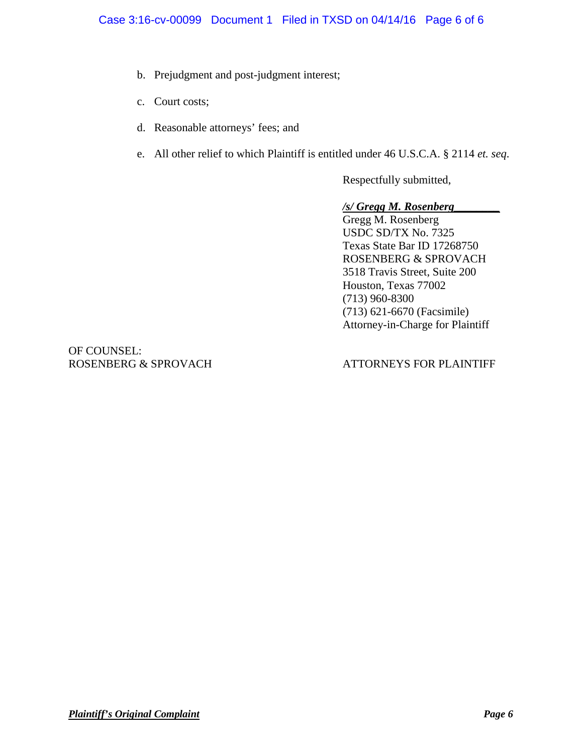b. Prejudgment and post-judgment interest;

c. Court costs;

d. Reasonable attorneys' fees; and

e. All other relief to which Plaintiff is entitled under 46 U.S.C.A. § 2114 *et. seq*.

Respectfully submitted,

***/s/ Gregg M. Rosenberg***
Gregg M. Rosenberg
USDC SD/TX No. 7325
Texas State Bar ID 17268750
ROSENBERG & SPROVACH
3518 Travis Street, Suite 200
Houston, Texas 77002
(713) 960-8300
(713) 621-6670 (Facsimile)
Attorney-in-Charge for Plaintiff

OF COUNSEL:
ROSENBERG & SPROVACH

ATTORNEYS FOR PLAINTIFF